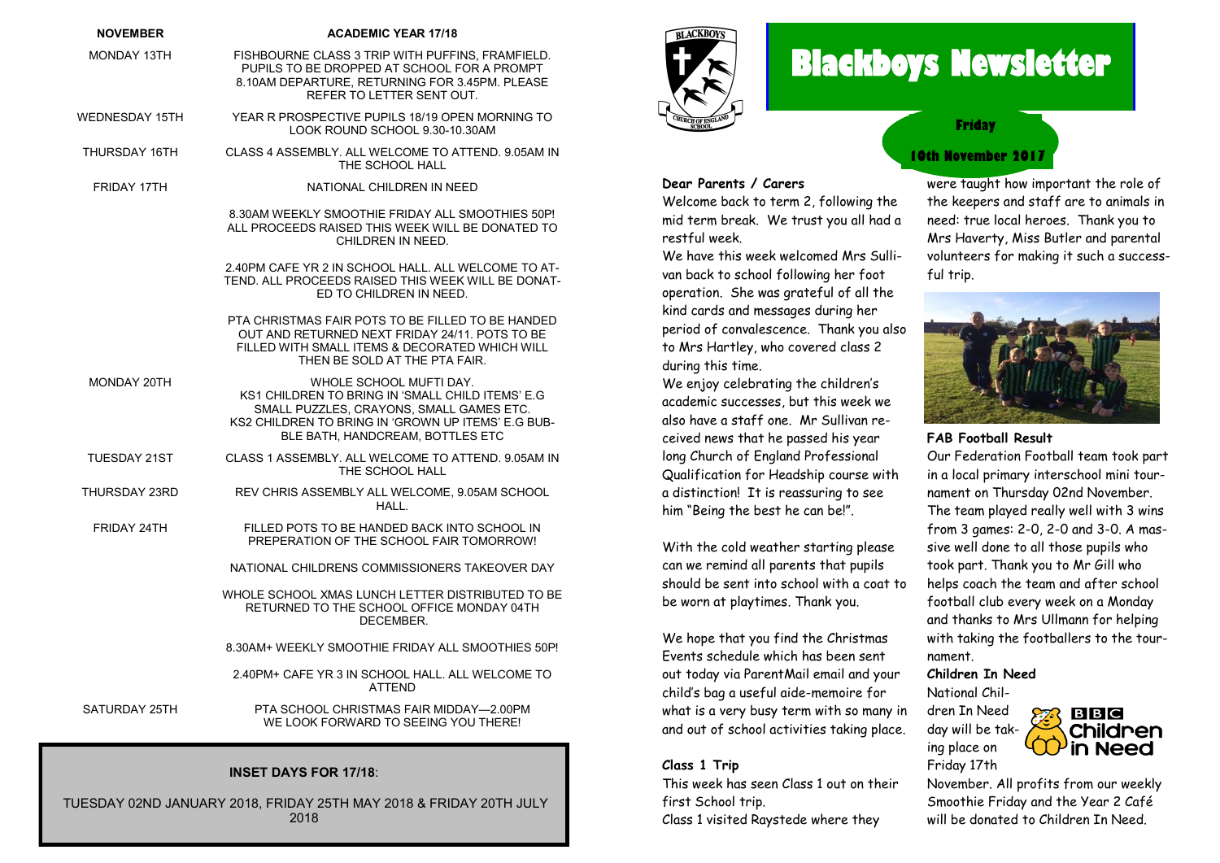# Blackboys Newsletter

**Friday**

**10th November 2017**

| NOVEMBER | ACADEMIC YEAR 17/18 |
|---|---|
| MONDAY 13TH | FISHBOURNE CLASS 3 TRIP WITH PUFFINS, FRAMFIELD. PUPILS TO BE DROPPED AT SCHOOL FOR A PROMPT 8.10AM DEPARTURE, RETURNING FOR 3.45PM. PLEASE REFER TO LETTER SENT OUT. |
| WEDNESDAY 15TH | YEAR R PROSPECTIVE PUPILS 18/19 OPEN MORNING TO LOOK ROUND SCHOOL 9.30-10.30AM |
| THURSDAY 16TH | CLASS 4 ASSEMBLY. ALL WELCOME TO ATTEND. 9.05AM IN THE SCHOOL HALL |
| FRIDAY 17TH | NATIONAL CHILDREN IN NEED |
| | 8.30AM WEEKLY SMOOTHIE FRIDAY ALL SMOOTHIES 50P! ALL PROCEEDS RAISED THIS WEEK WILL BE DONATED TO CHILDREN IN NEED. |
| | 2.40PM CAFE YR 2 IN SCHOOL HALL. ALL WELCOME TO ATTEND. ALL PROCEEDS RAISED THIS WEEK WILL BE DONATED TO CHILDREN IN NEED. |
| | PTA CHRISTMAS FAIR POTS TO BE FILLED TO BE HANDED OUT AND RETURNED NEXT FRIDAY 24/11. POTS TO BE FILLED WITH SMALL ITEMS & DECORATED WHICH WILL THEN BE SOLD AT THE PTA FAIR. |
| MONDAY 20TH | WHOLE SCHOOL MUFTI DAY. KS1 CHILDREN TO BRING IN 'SMALL CHILD ITEMS' E.G SMALL PUZZLES, CRAYONS, SMALL GAMES ETC. KS2 CHILDREN TO BRING IN 'GROWN UP ITEMS' E.G BUBBLE BATH, HANDCREAM, BOTTLES ETC |
| TUESDAY 21ST | CLASS 1 ASSEMBLY. ALL WELCOME TO ATTEND. 9.05AM IN THE SCHOOL HALL |
| THURSDAY 23RD | REV CHRIS ASSEMBLY ALL WELCOME, 9.05AM SCHOOL HALL. |
| FRIDAY 24TH | FILLED POTS TO BE HANDED BACK INTO SCHOOL IN PREPERATION OF THE SCHOOL FAIR TOMORROW! |
| | NATIONAL CHILDRENS COMMISSIONERS TAKEOVER DAY |
| | WHOLE SCHOOL XMAS LUNCH LETTER DISTRIBUTED TO BE RETURNED TO THE SCHOOL OFFICE MONDAY 04TH DECEMBER. |
| | 8.30AM+ WEEKLY SMOOTHIE FRIDAY ALL SMOOTHIES 50P! |
| | 2.40PM+ CAFE YR 3 IN SCHOOL HALL. ALL WELCOME TO ATTEND |
| SATURDAY 25TH | PTA SCHOOL CHRISTMAS FAIR MIDDAY—2.00PM WE LOOK FORWARD TO SEEING YOU THERE! |

**INSET DAYS FOR 17/18**:

TUESDAY 02ND JANUARY 2018, FRIDAY 25TH MAY 2018 & FRIDAY 20TH JULY 2018

**Dear Parents / Carers**

Welcome back to term 2, following the mid term break. We trust you all had a restful week.

We have this week welcomed Mrs Sullivan back to school following her foot operation. She was grateful of all the kind cards and messages during her period of convalescence. Thank you also to Mrs Hartley, who covered class 2 during this time.

We enjoy celebrating the children's academic successes, but this week we also have a staff one. Mr Sullivan received news that he passed his year long Church of England Professional Qualification for Headship course with a distinction! It is reassuring to see him "Being the best he can be!".

With the cold weather starting please can we remind all parents that pupils should be sent into school with a coat to be worn at playtimes. Thank you.

We hope that you find the Christmas Events schedule which has been sent out today via ParentMail email and your child's bag a useful aide-memoire for what is a very busy term with so many in and out of school activities taking place.

**Class 1 Trip**

This week has seen Class 1 out on their first School trip.

Class 1 visited Raystede where they were taught how important the role of the keepers and staff are to animals in need: true local heroes. Thank you to Mrs Haverty, Miss Butler and parental volunteers for making it such a successful trip.

**FAB Football Result**

Our Federation Football team took part in a local primary interschool mini tournament on Thursday 02nd November. The team played really well with 3 wins from 3 games: 2-0, 2-0 and 3-0. A massive well done to all those pupils who took part. Thank you to Mr Gill who helps coach the team and after school football club every week on a Monday and thanks to Mrs Ullmann for helping with taking the footballers to the tournament.

**Children In Need**

National Children In Need day will be taking place on Friday 17th November. All profits from our weekly Smoothie Friday and the Year 2 Café will be donated to Children In Need.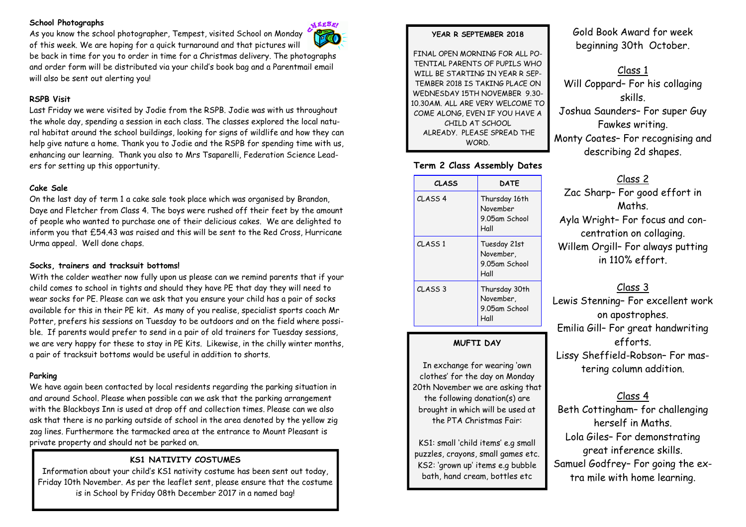### School Photographs

As you know the school photographer, Tempest, visited School on Monday of this week. We are hoping for a quick turnaround and that pictures will be back in time for you to order in time for a Christmas delivery. The photographs and order form will be distributed via your child's book bag and a Parentmail email will also be sent out alerting you!

### RSPB Visit

Last Friday we were visited by Jodie from the RSPB. Jodie was with us throughout the whole day, spending a session in each class. The classes explored the local natural habitat around the school buildings, looking for signs of wildlife and how they can help give nature a home. Thank you to Jodie and the RSPB for spending time with us, enhancing our learning. Thank you also to Mrs Tsaparelli, Federation Science Leaders for setting up this opportunity.

### Cake Sale

On the last day of term 1 a cake sale took place which was organised by Brandon, Daye and Fletcher from Class 4. The boys were rushed off their feet by the amount of people who wanted to purchase one of their delicious cakes. We are delighted to inform you that £54.43 was raised and this will be sent to the Red Cross, Hurricane Urma appeal. Well done chaps.

### Socks, trainers and tracksuit bottoms!

With the colder weather now fully upon us please can we remind parents that if your child comes to school in tights and should they have PE that day they will need to wear socks for PE. Please can we ask that you ensure your child has a pair of socks available for this in their PE kit. As many of you realise, specialist sports coach Mr Potter, prefers his sessions on Tuesday to be outdoors and on the field where possible. If parents would prefer to send in a pair of old trainers for Tuesday sessions, we are very happy for these to stay in PE Kits. Likewise, in the chilly winter months, a pair of tracksuit bottoms would be useful in addition to shorts.

### Parking

We have again been contacted by local residents regarding the parking situation in and around School. Please when possible can we ask that the parking arrangement with the Blackboys Inn is used at drop off and collection times. Please can we also ask that there is no parking outside of school in the area denoted by the yellow zig zag lines. Furthermore the tarmacked area at the entrance to Mount Pleasant is private property and should not be parked on.

### KS1 NATIVITY COSTUMES

Information about your child's KS1 nativity costume has been sent out today, Friday 10th November. As per the leaflet sent, please ensure that the costume is in School by Friday 08th December 2017 in a named bag!

### YEAR R SEPTEMBER 2018

FINAL OPEN MORNING FOR ALL POTENTIAL PARENTS OF PUPILS WHO WILL BE STARTING IN YEAR R SEPTEMBER 2018 IS TAKING PLACE ON WEDNESDAY 15TH NOVEMBER 9.30-10.30AM. ALL ARE VERY WELCOME TO COME ALONG, EVEN IF YOU HAVE A CHILD AT SCHOOL ALREADY. PLEASE SPREAD THE WORD.

### Term 2 Class Assembly Dates

| CLASS | DATE |
|---|---|
| CLASS 4 | Thursday 16th November 9.05am School Hall |
| CLASS 1 | Tuesday 21st November, 9.05am School Hall |
| CLASS 3 | Thursday 30th November, 9.05am School Hall |

### MUFTI DAY

In exchange for wearing 'own clothes' for the day on Monday 20th November we are asking that the following donation(s) are brought in which will be used at the PTA Christmas Fair:

KS1: small 'child items' e.g small puzzles, crayons, small games etc.
KS2: 'grown up' items e.g bubble bath, hand cream, bottles etc

### Gold Book Award for week beginning 30th October.

**Class 1**

Will Coppard– For his collaging skills.
Joshua Saunders– For super Guy Fawkes writing.
Monty Coates– For recognising and describing 2d shapes.

**Class 2**

Zac Sharp– For good effort in Maths.
Ayla Wright– For focus and concentration on collaging.
Willem Orgill– For always putting in 110% effort.

**Class 3**

Lewis Stenning– For excellent work on apostrophes.
Emilia Gill– For great handwriting efforts.
Lissy Sheffield-Robson– For mastering column addition.

**Class 4**

Beth Cottingham– for challenging herself in Maths.
Lola Giles– For demonstrating great inference skills.
Samuel Godfrey– For going the extra mile with home learning.